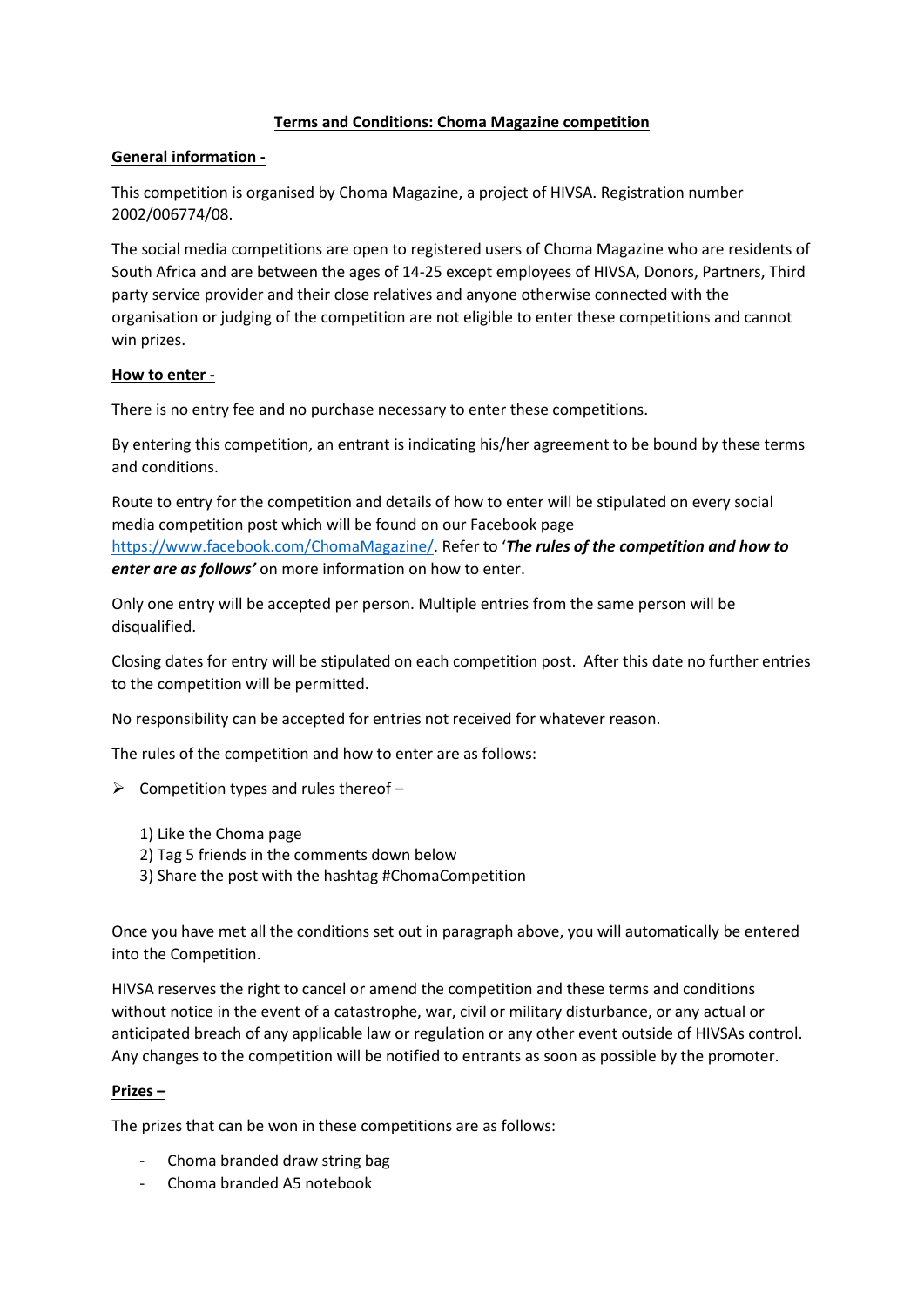# Terms and Conditions: Choma Magazine competition

## General information -

This competition is organised by Choma Magazine, a project of HIVSA. Registration number 2002/006774/08.

The social media competitions are open to registered users of Choma Magazine who are residents of South Africa and are between the ages of 14-25 except employees of HIVSA, Donors, Partners, Third party service provider and their close relatives and anyone otherwise connected with the organisation or judging of the competition are not eligible to enter these competitions and cannot win prizes.

## How to enter -

There is no entry fee and no purchase necessary to enter these competitions.

By entering this competition, an entrant is indicating his/her agreement to be bound by these terms and conditions.

Route to entry for the competition and details of how to enter will be stipulated on every social media competition post which will be found on our Facebook page [https://www.facebook.com/ChomaMagazine/](https://www.facebook.com/ChomaMagazine/). Refer to '***The rules of the competition and how to enter are as follows'*** on more information on how to enter.

Only one entry will be accepted per person. Multiple entries from the same person will be disqualified.

Closing dates for entry will be stipulated on each competition post. After this date no further entries to the competition will be permitted.

No responsibility can be accepted for entries not received for whatever reason.

The rules of the competition and how to enter are as follows:

- Competition types and rules thereof –

  1) Like the Choma page
  2) Tag 5 friends in the comments down below
  3) Share the post with the hashtag #ChomaCompetition

Once you have met all the conditions set out in paragraph above, you will automatically be entered into the Competition.

HIVSA reserves the right to cancel or amend the competition and these terms and conditions without notice in the event of a catastrophe, war, civil or military disturbance, or any actual or anticipated breach of any applicable law or regulation or any other event outside of HIVSAs control. Any changes to the competition will be notified to entrants as soon as possible by the promoter.

## Prizes –

The prizes that can be won in these competitions are as follows:

- Choma branded draw string bag
- Choma branded A5 notebook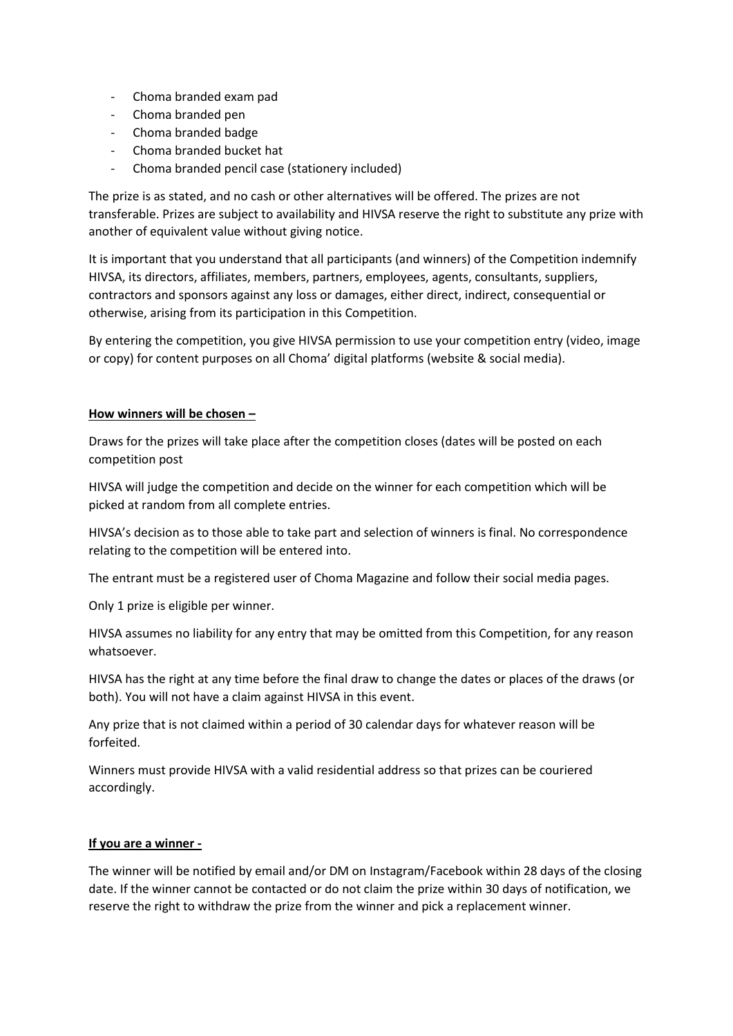- Choma branded exam pad
- Choma branded pen
- Choma branded badge
- Choma branded bucket hat
- Choma branded pencil case (stationery included)

The prize is as stated, and no cash or other alternatives will be offered. The prizes are not transferable. Prizes are subject to availability and HIVSA reserve the right to substitute any prize with another of equivalent value without giving notice.

It is important that you understand that all participants (and winners) of the Competition indemnify HIVSA, its directors, affiliates, members, partners, employees, agents, consultants, suppliers, contractors and sponsors against any loss or damages, either direct, indirect, consequential or otherwise, arising from its participation in this Competition.

By entering the competition, you give HIVSA permission to use your competition entry (video, image or copy) for content purposes on all Choma' digital platforms (website & social media).

**How winners will be chosen –**

Draws for the prizes will take place after the competition closes (dates will be posted on each competition post

HIVSA will judge the competition and decide on the winner for each competition which will be picked at random from all complete entries.

HIVSA's decision as to those able to take part and selection of winners is final. No correspondence relating to the competition will be entered into.

The entrant must be a registered user of Choma Magazine and follow their social media pages.

Only 1 prize is eligible per winner.

HIVSA assumes no liability for any entry that may be omitted from this Competition, for any reason whatsoever.

HIVSA has the right at any time before the final draw to change the dates or places of the draws (or both). You will not have a claim against HIVSA in this event.

Any prize that is not claimed within a period of 30 calendar days for whatever reason will be forfeited.

Winners must provide HIVSA with a valid residential address so that prizes can be couriered accordingly.

**If you are a winner -**

The winner will be notified by email and/or DM on Instagram/Facebook within 28 days of the closing date. If the winner cannot be contacted or do not claim the prize within 30 days of notification, we reserve the right to withdraw the prize from the winner and pick a replacement winner.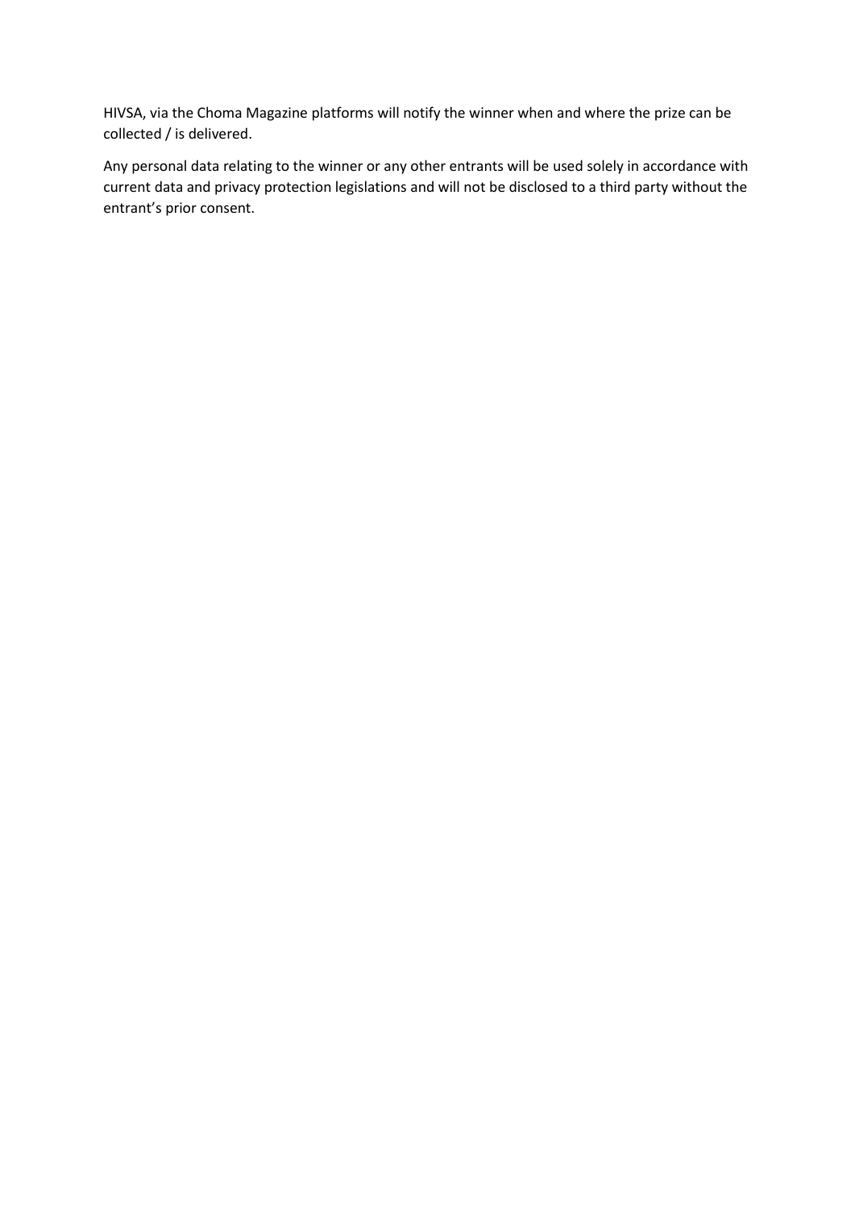HIVSA, via the Choma Magazine platforms will notify the winner when and where the prize can be collected / is delivered.

Any personal data relating to the winner or any other entrants will be used solely in accordance with current data and privacy protection legislations and will not be disclosed to a third party without the entrant's prior consent.